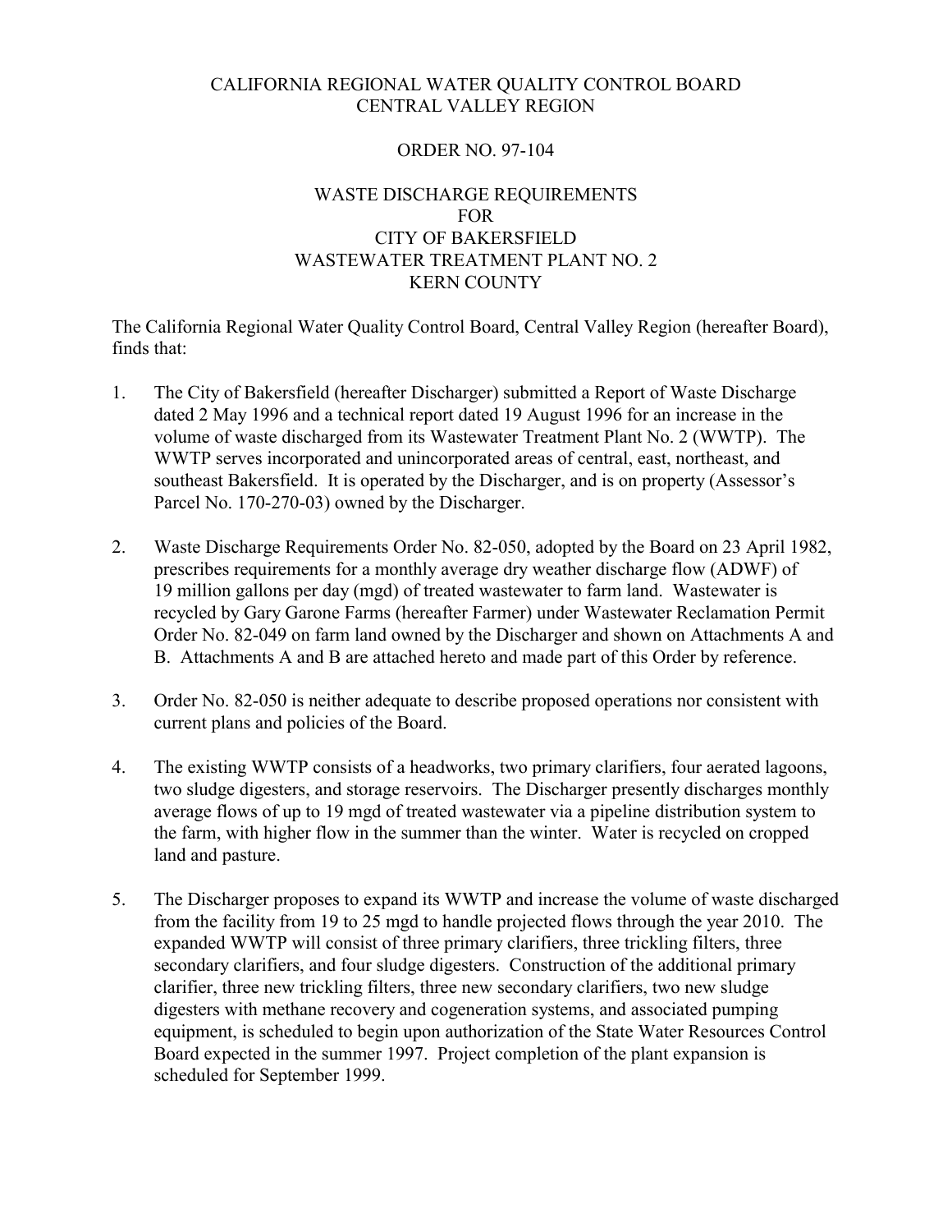# CALIFORNIA REGIONAL WATER QUALITY CONTROL BOARD
# CENTRAL VALLEY REGION

## ORDER NO. 97-104

## WASTE DISCHARGE REQUIREMENTS
## FOR
## CITY OF BAKERSFIELD
## WASTEWATER TREATMENT PLANT NO. 2
## KERN COUNTY

The California Regional Water Quality Control Board, Central Valley Region (hereafter Board), finds that:

1. The City of Bakersfield (hereafter Discharger) submitted a Report of Waste Discharge dated 2 May 1996 and a technical report dated 19 August 1996 for an increase in the volume of waste discharged from its Wastewater Treatment Plant No. 2 (WWTP). The WWTP serves incorporated and unincorporated areas of central, east, northeast, and southeast Bakersfield. It is operated by the Discharger, and is on property (Assessor's Parcel No. 170-270-03) owned by the Discharger.

2. Waste Discharge Requirements Order No. 82-050, adopted by the Board on 23 April 1982, prescribes requirements for a monthly average dry weather discharge flow (ADWF) of 19 million gallons per day (mgd) of treated wastewater to farm land. Wastewater is recycled by Gary Garone Farms (hereafter Farmer) under Wastewater Reclamation Permit Order No. 82-049 on farm land owned by the Discharger and shown on Attachments A and B. Attachments A and B are attached hereto and made part of this Order by reference.

3. Order No. 82-050 is neither adequate to describe proposed operations nor consistent with current plans and policies of the Board.

4. The existing WWTP consists of a headworks, two primary clarifiers, four aerated lagoons, two sludge digesters, and storage reservoirs. The Discharger presently discharges monthly average flows of up to 19 mgd of treated wastewater via a pipeline distribution system to the farm, with higher flow in the summer than the winter. Water is recycled on cropped land and pasture.

5. The Discharger proposes to expand its WWTP and increase the volume of waste discharged from the facility from 19 to 25 mgd to handle projected flows through the year 2010. The expanded WWTP will consist of three primary clarifiers, three trickling filters, three secondary clarifiers, and four sludge digesters. Construction of the additional primary clarifier, three new trickling filters, three new secondary clarifiers, two new sludge digesters with methane recovery and cogeneration systems, and associated pumping equipment, is scheduled to begin upon authorization of the State Water Resources Control Board expected in the summer 1997. Project completion of the plant expansion is scheduled for September 1999.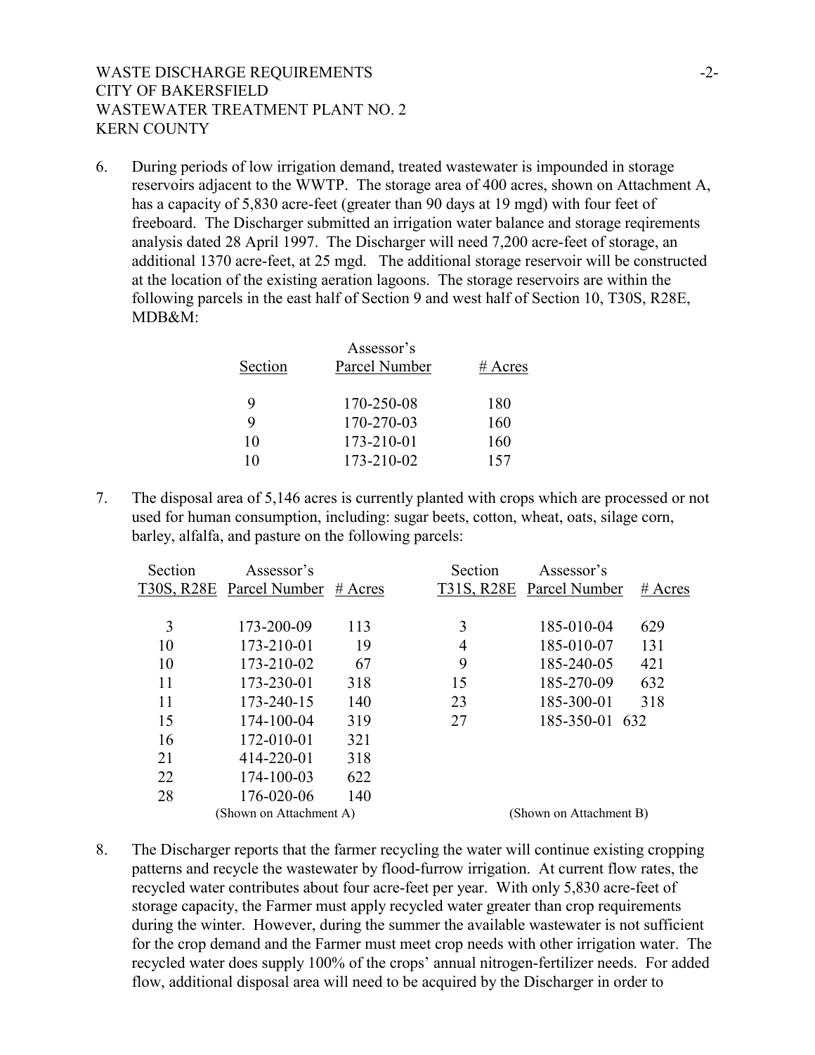6. During periods of low irrigation demand, treated wastewater is impounded in storage reservoirs adjacent to the WWTP. The storage area of 400 acres, shown on Attachment A, has a capacity of 5,830 acre-feet (greater than 90 days at 19 mgd) with four feet of freeboard. The Discharger submitted an irrigation water balance and storage reqirements analysis dated 28 April 1997. The Discharger will need 7,200 acre-feet of storage, an additional 1370 acre-feet, at 25 mgd. The additional storage reservoir will be constructed at the location of the existing aeration lagoons. The storage reservoirs are within the following parcels in the east half of Section 9 and west half of Section 10, T30S, R28E, MDB&M:

| Section | Assessor's Parcel Number | # Acres |
|---|---|---|
| 9 | 170-250-08 | 180 |
| 9 | 170-270-03 | 160 |
| 10 | 173-210-01 | 160 |
| 10 | 173-210-02 | 157 |

7. The disposal area of 5,146 acres is currently planted with crops which are processed or not used for human consumption, including: sugar beets, cotton, wheat, oats, silage corn, barley, alfalfa, and pasture on the following parcels:

| Section T30S, R28E | Assessor's Parcel Number | # Acres | Section T31S, R28E | Assessor's Parcel Number | # Acres |
|---|---|---|---|---|---|
| 3 | 173-200-09 | 113 | 3 | 185-010-04 | 629 |
| 10 | 173-210-01 | 19 | 4 | 185-010-07 | 131 |
| 10 | 173-210-02 | 67 | 9 | 185-240-05 | 421 |
| 11 | 173-230-01 | 318 | 15 | 185-270-09 | 632 |
| 11 | 173-240-15 | 140 | 23 | 185-300-01 | 318 |
| 15 | 174-100-04 | 319 | 27 | 185-350-01 | 632 |
| 16 | 172-010-01 | 321 | | | |
| 21 | 414-220-01 | 318 | | | |
| 22 | 174-100-03 | 622 | | | |
| 28 | 176-020-06 | 140 | | | |
| (Shown on Attachment A) | | | (Shown on Attachment B) | | |

8. The Discharger reports that the farmer recycling the water will continue existing cropping patterns and recycle the wastewater by flood-furrow irrigation. At current flow rates, the recycled water contributes about four acre-feet per year. With only 5,830 acre-feet of storage capacity, the Farmer must apply recycled water greater than crop requirements during the winter. However, during the summer the available wastewater is not sufficient for the crop demand and the Farmer must meet crop needs with other irrigation water. The recycled water does supply 100% of the crops' annual nitrogen-fertilizer needs. For added flow, additional disposal area will need to be acquired by the Discharger in order to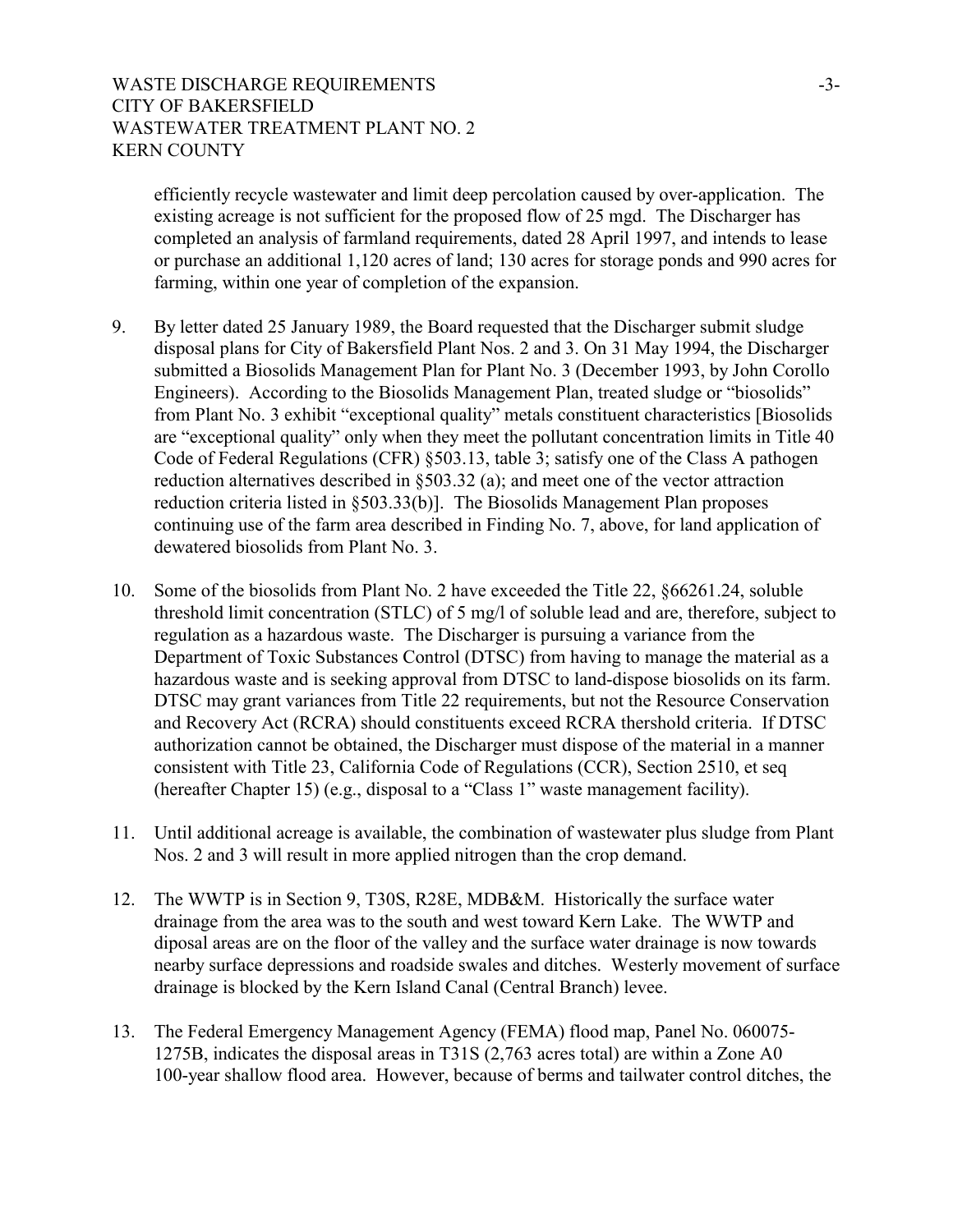efficiently recycle wastewater and limit deep percolation caused by over-application. The existing acreage is not sufficient for the proposed flow of 25 mgd. The Discharger has completed an analysis of farmland requirements, dated 28 April 1997, and intends to lease or purchase an additional 1,120 acres of land; 130 acres for storage ponds and 990 acres for farming, within one year of completion of the expansion.

9. By letter dated 25 January 1989, the Board requested that the Discharger submit sludge disposal plans for City of Bakersfield Plant Nos. 2 and 3. On 31 May 1994, the Discharger submitted a Biosolids Management Plan for Plant No. 3 (December 1993, by John Corollo Engineers). According to the Biosolids Management Plan, treated sludge or "biosolids" from Plant No. 3 exhibit "exceptional quality" metals constituent characteristics [Biosolids are "exceptional quality" only when they meet the pollutant concentration limits in Title 40 Code of Federal Regulations (CFR) §503.13, table 3; satisfy one of the Class A pathogen reduction alternatives described in §503.32 (a); and meet one of the vector attraction reduction criteria listed in §503.33(b)]. The Biosolids Management Plan proposes continuing use of the farm area described in Finding No. 7, above, for land application of dewatered biosolids from Plant No. 3.

10. Some of the biosolids from Plant No. 2 have exceeded the Title 22, §66261.24, soluble threshold limit concentration (STLC) of 5 mg/l of soluble lead and are, therefore, subject to regulation as a hazardous waste. The Discharger is pursuing a variance from the Department of Toxic Substances Control (DTSC) from having to manage the material as a hazardous waste and is seeking approval from DTSC to land-dispose biosolids on its farm. DTSC may grant variances from Title 22 requirements, but not the Resource Conservation and Recovery Act (RCRA) should constituents exceed RCRA thershold criteria. If DTSC authorization cannot be obtained, the Discharger must dispose of the material in a manner consistent with Title 23, California Code of Regulations (CCR), Section 2510, et seq (hereafter Chapter 15) (e.g., disposal to a "Class 1" waste management facility).

11. Until additional acreage is available, the combination of wastewater plus sludge from Plant Nos. 2 and 3 will result in more applied nitrogen than the crop demand.

12. The WWTP is in Section 9, T30S, R28E, MDB&M. Historically the surface water drainage from the area was to the south and west toward Kern Lake. The WWTP and diposal areas are on the floor of the valley and the surface water drainage is now towards nearby surface depressions and roadside swales and ditches. Westerly movement of surface drainage is blocked by the Kern Island Canal (Central Branch) levee.

13. The Federal Emergency Management Agency (FEMA) flood map, Panel No. 060075-1275B, indicates the disposal areas in T31S (2,763 acres total) are within a Zone A0 100-year shallow flood area. However, because of berms and tailwater control ditches, the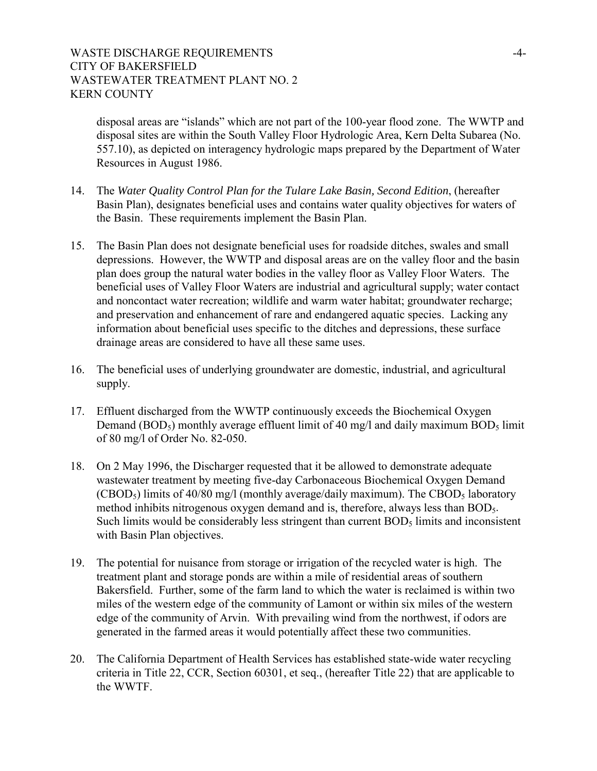disposal areas are "islands" which are not part of the 100-year flood zone. The WWTP and disposal sites are within the South Valley Floor Hydrologic Area, Kern Delta Subarea (No. 557.10), as depicted on interagency hydrologic maps prepared by the Department of Water Resources in August 1986.

14. The *Water Quality Control Plan for the Tulare Lake Basin, Second Edition*, (hereafter Basin Plan), designates beneficial uses and contains water quality objectives for waters of the Basin. These requirements implement the Basin Plan.

15. The Basin Plan does not designate beneficial uses for roadside ditches, swales and small depressions. However, the WWTP and disposal areas are on the valley floor and the basin plan does group the natural water bodies in the valley floor as Valley Floor Waters. The beneficial uses of Valley Floor Waters are industrial and agricultural supply; water contact and noncontact water recreation; wildlife and warm water habitat; groundwater recharge; and preservation and enhancement of rare and endangered aquatic species. Lacking any information about beneficial uses specific to the ditches and depressions, these surface drainage areas are considered to have all these same uses.

16. The beneficial uses of underlying groundwater are domestic, industrial, and agricultural supply.

17. Effluent discharged from the WWTP continuously exceeds the Biochemical Oxygen Demand ($BOD_5$) monthly average effluent limit of 40 mg/l and daily maximum $BOD_5$ limit of 80 mg/l of Order No. 82-050.

18. On 2 May 1996, the Discharger requested that it be allowed to demonstrate adequate wastewater treatment by meeting five-day Carbonaceous Biochemical Oxygen Demand ($CBOD_5$) limits of 40/80 mg/l (monthly average/daily maximum). The $CBOD_5$ laboratory method inhibits nitrogenous oxygen demand and is, therefore, always less than $BOD_5$. Such limits would be considerably less stringent than current $BOD_5$ limits and inconsistent with Basin Plan objectives.

19. The potential for nuisance from storage or irrigation of the recycled water is high. The treatment plant and storage ponds are within a mile of residential areas of southern Bakersfield. Further, some of the farm land to which the water is reclaimed is within two miles of the western edge of the community of Lamont or within six miles of the western edge of the community of Arvin. With prevailing wind from the northwest, if odors are generated in the farmed areas it would potentially affect these two communities.

20. The California Department of Health Services has established state-wide water recycling criteria in Title 22, CCR, Section 60301, et seq., (hereafter Title 22) that are applicable to the WWTF.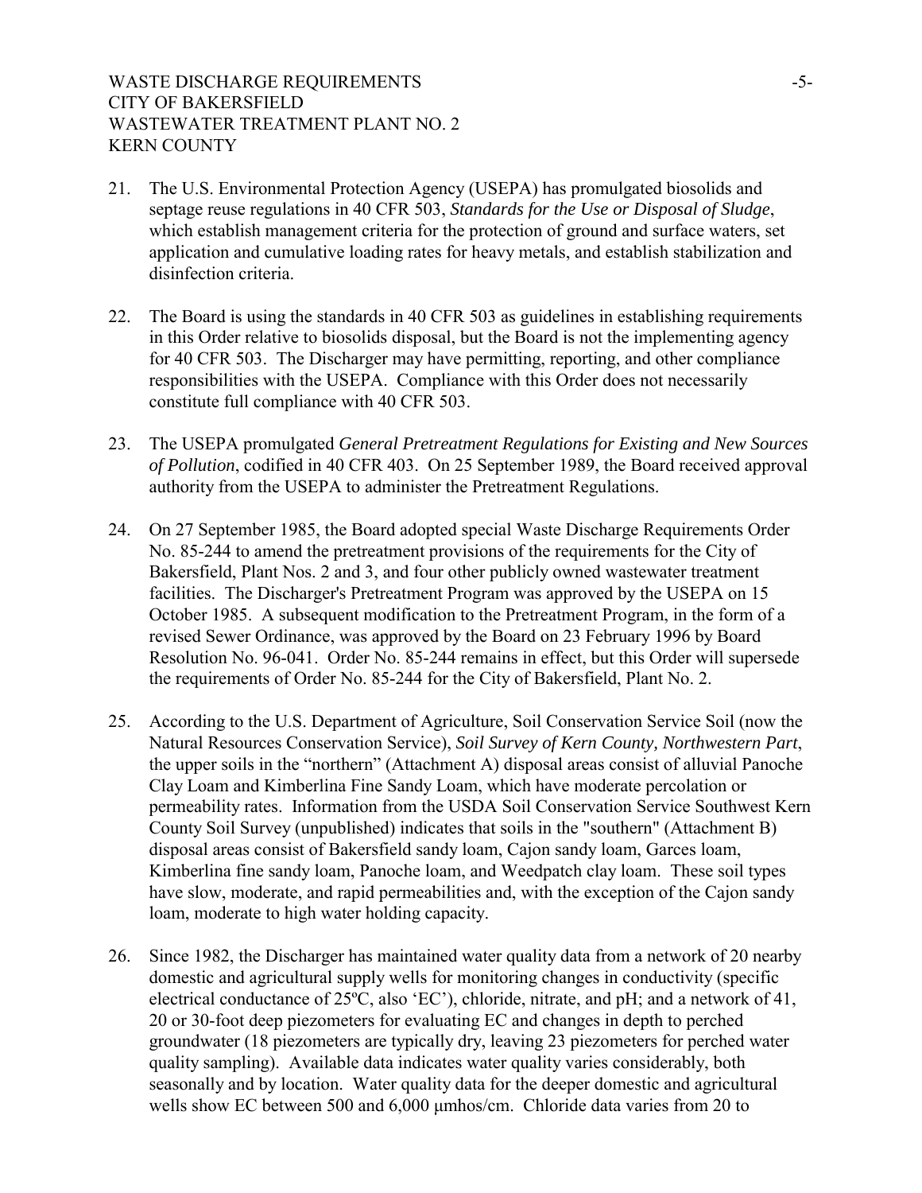21. The U.S. Environmental Protection Agency (USEPA) has promulgated biosolids and septage reuse regulations in 40 CFR 503, *Standards for the Use or Disposal of Sludge*, which establish management criteria for the protection of ground and surface waters, set application and cumulative loading rates for heavy metals, and establish stabilization and disinfection criteria.

22. The Board is using the standards in 40 CFR 503 as guidelines in establishing requirements in this Order relative to biosolids disposal, but the Board is not the implementing agency for 40 CFR 503. The Discharger may have permitting, reporting, and other compliance responsibilities with the USEPA. Compliance with this Order does not necessarily constitute full compliance with 40 CFR 503.

23. The USEPA promulgated *General Pretreatment Regulations for Existing and New Sources of Pollution*, codified in 40 CFR 403. On 25 September 1989, the Board received approval authority from the USEPA to administer the Pretreatment Regulations.

24. On 27 September 1985, the Board adopted special Waste Discharge Requirements Order No. 85-244 to amend the pretreatment provisions of the requirements for the City of Bakersfield, Plant Nos. 2 and 3, and four other publicly owned wastewater treatment facilities. The Discharger's Pretreatment Program was approved by the USEPA on 15 October 1985. A subsequent modification to the Pretreatment Program, in the form of a revised Sewer Ordinance, was approved by the Board on 23 February 1996 by Board Resolution No. 96-041. Order No. 85-244 remains in effect, but this Order will supersede the requirements of Order No. 85-244 for the City of Bakersfield, Plant No. 2.

25. According to the U.S. Department of Agriculture, Soil Conservation Service Soil (now the Natural Resources Conservation Service), *Soil Survey of Kern County, Northwestern Part*, the upper soils in the “northern” (Attachment A) disposal areas consist of alluvial Panoche Clay Loam and Kimberlina Fine Sandy Loam, which have moderate percolation or permeability rates. Information from the USDA Soil Conservation Service Southwest Kern County Soil Survey (unpublished) indicates that soils in the "southern" (Attachment B) disposal areas consist of Bakersfield sandy loam, Cajon sandy loam, Garces loam, Kimberlina fine sandy loam, Panoche loam, and Weedpatch clay loam. These soil types have slow, moderate, and rapid permeabilities and, with the exception of the Cajon sandy loam, moderate to high water holding capacity.

26. Since 1982, the Discharger has maintained water quality data from a network of 20 nearby domestic and agricultural supply wells for monitoring changes in conductivity (specific electrical conductance of 25ºC, also ‘EC’), chloride, nitrate, and pH; and a network of 41, 20 or 30-foot deep piezometers for evaluating EC and changes in depth to perched groundwater (18 piezometers are typically dry, leaving 23 piezometers for perched water quality sampling). Available data indicates water quality varies considerably, both seasonally and by location. Water quality data for the deeper domestic and agricultural wells show EC between 500 and 6,000 μmhos/cm. Chloride data varies from 20 to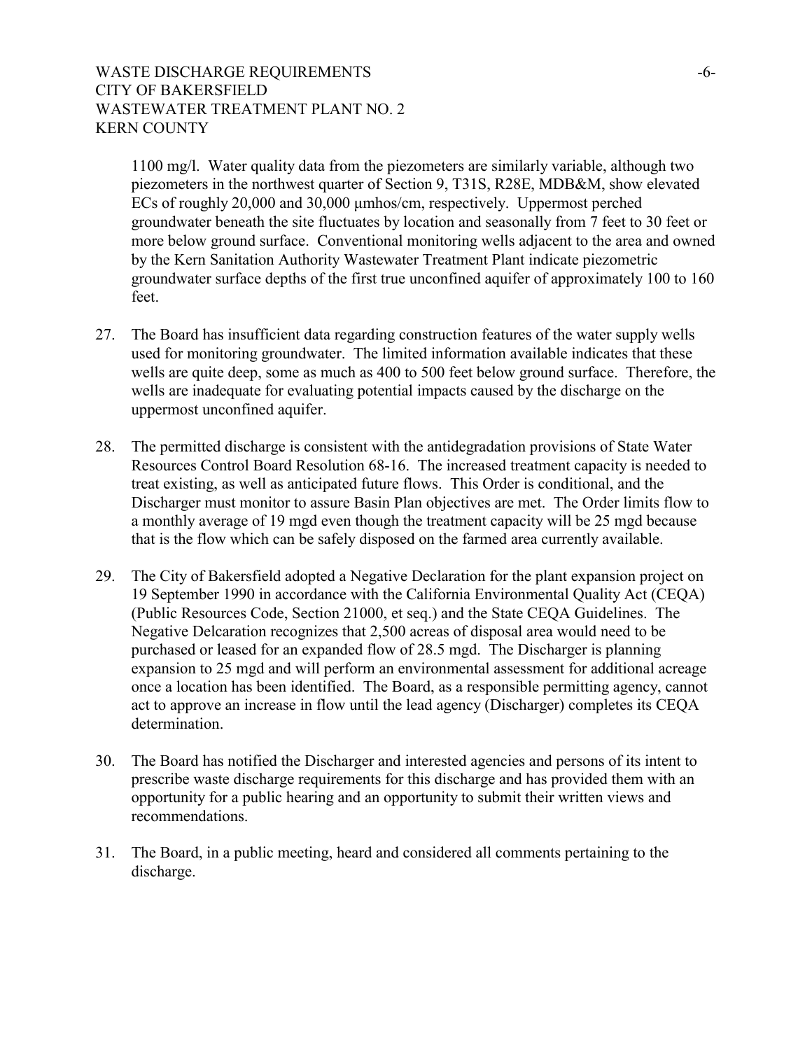1100 mg/l. Water quality data from the piezometers are similarly variable, although two piezometers in the northwest quarter of Section 9, T31S, R28E, MDB&M, show elevated ECs of roughly 20,000 and 30,000 µmhos/cm, respectively. Uppermost perched groundwater beneath the site fluctuates by location and seasonally from 7 feet to 30 feet or more below ground surface. Conventional monitoring wells adjacent to the area and owned by the Kern Sanitation Authority Wastewater Treatment Plant indicate piezometric groundwater surface depths of the first true unconfined aquifer of approximately 100 to 160 feet.

27. The Board has insufficient data regarding construction features of the water supply wells used for monitoring groundwater. The limited information available indicates that these wells are quite deep, some as much as 400 to 500 feet below ground surface. Therefore, the wells are inadequate for evaluating potential impacts caused by the discharge on the uppermost unconfined aquifer.

28. The permitted discharge is consistent with the antidegradation provisions of State Water Resources Control Board Resolution 68-16. The increased treatment capacity is needed to treat existing, as well as anticipated future flows. This Order is conditional, and the Discharger must monitor to assure Basin Plan objectives are met. The Order limits flow to a monthly average of 19 mgd even though the treatment capacity will be 25 mgd because that is the flow which can be safely disposed on the farmed area currently available.

29. The City of Bakersfield adopted a Negative Declaration for the plant expansion project on 19 September 1990 in accordance with the California Environmental Quality Act (CEQA) (Public Resources Code, Section 21000, et seq.) and the State CEQA Guidelines. The Negative Delcaration recognizes that 2,500 acreas of disposal area would need to be purchased or leased for an expanded flow of 28.5 mgd. The Discharger is planning expansion to 25 mgd and will perform an environmental assessment for additional acreage once a location has been identified. The Board, as a responsible permitting agency, cannot act to approve an increase in flow until the lead agency (Discharger) completes its CEQA determination.

30. The Board has notified the Discharger and interested agencies and persons of its intent to prescribe waste discharge requirements for this discharge and has provided them with an opportunity for a public hearing and an opportunity to submit their written views and recommendations.

31. The Board, in a public meeting, heard and considered all comments pertaining to the discharge.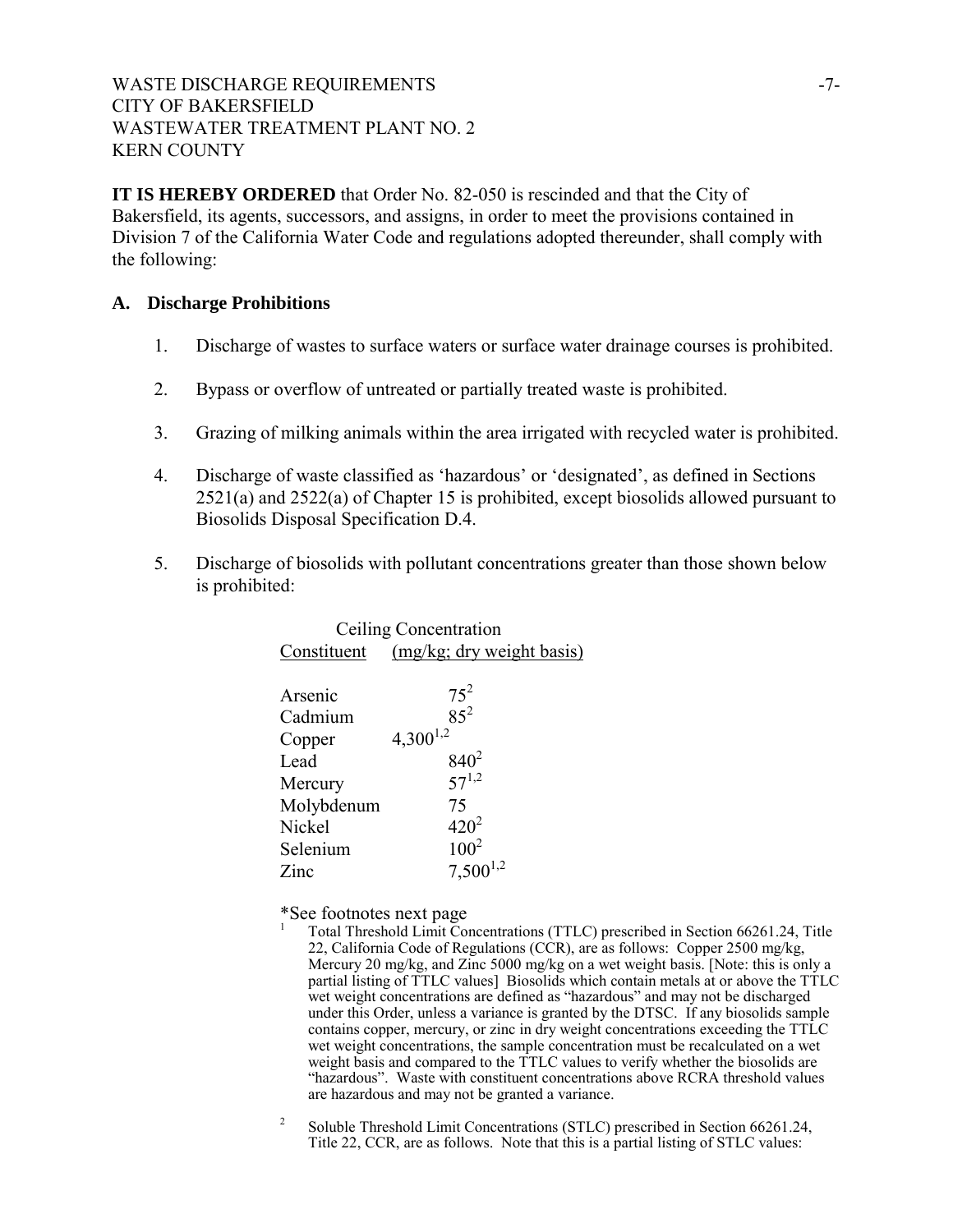**IT IS HEREBY ORDERED** that Order No. 82-050 is rescinded and that the City of Bakersfield, its agents, successors, and assigns, in order to meet the provisions contained in Division 7 of the California Water Code and regulations adopted thereunder, shall comply with the following:

## A. Discharge Prohibitions

1. Discharge of wastes to surface waters or surface water drainage courses is prohibited.

2. Bypass or overflow of untreated or partially treated waste is prohibited.

3. Grazing of milking animals within the area irrigated with recycled water is prohibited.

4. Discharge of waste classified as 'hazardous' or 'designated', as defined in Sections 2521(a) and 2522(a) of Chapter 15 is prohibited, except biosolids allowed pursuant to Biosolids Disposal Specification D.4.

5. Discharge of biosolids with pollutant concentrations greater than those shown below is prohibited:

| Constituent | Ceiling Concentration (mg/kg; dry weight basis) |
|---|---|
| Arsenic | 75[2] |
| Cadmium | 85[2] |
| Copper | 4,300[1,2] |
| Lead | 840[2] |
| Mercury | 57[1,2] |
| Molybdenum | 75 |
| Nickel | 420[2] |
| Selenium | 100[2] |
| Zinc | 7,500[1,2] |

*See footnotes next page

[1] Total Threshold Limit Concentrations (TTLC) prescribed in Section 66261.24, Title 22, California Code of Regulations (CCR), are as follows: Copper 2500 mg/kg, Mercury 20 mg/kg, and Zinc 5000 mg/kg on a wet weight basis. [Note: this is only a partial listing of TTLC values] Biosolids which contain metals at or above the TTLC wet weight concentrations are defined as "hazardous" and may not be discharged under this Order, unless a variance is granted by the DTSC. If any biosolids sample contains copper, mercury, or zinc in dry weight concentrations exceeding the TTLC wet weight concentrations, the sample concentration must be recalculated on a wet weight basis and compared to the TTLC values to verify whether the biosolids are "hazardous". Waste with constituent concentrations above RCRA threshold values are hazardous and may not be granted a variance.

[2] Soluble Threshold Limit Concentrations (STLC) prescribed in Section 66261.24, Title 22, CCR, are as follows. Note that this is a partial listing of STLC values: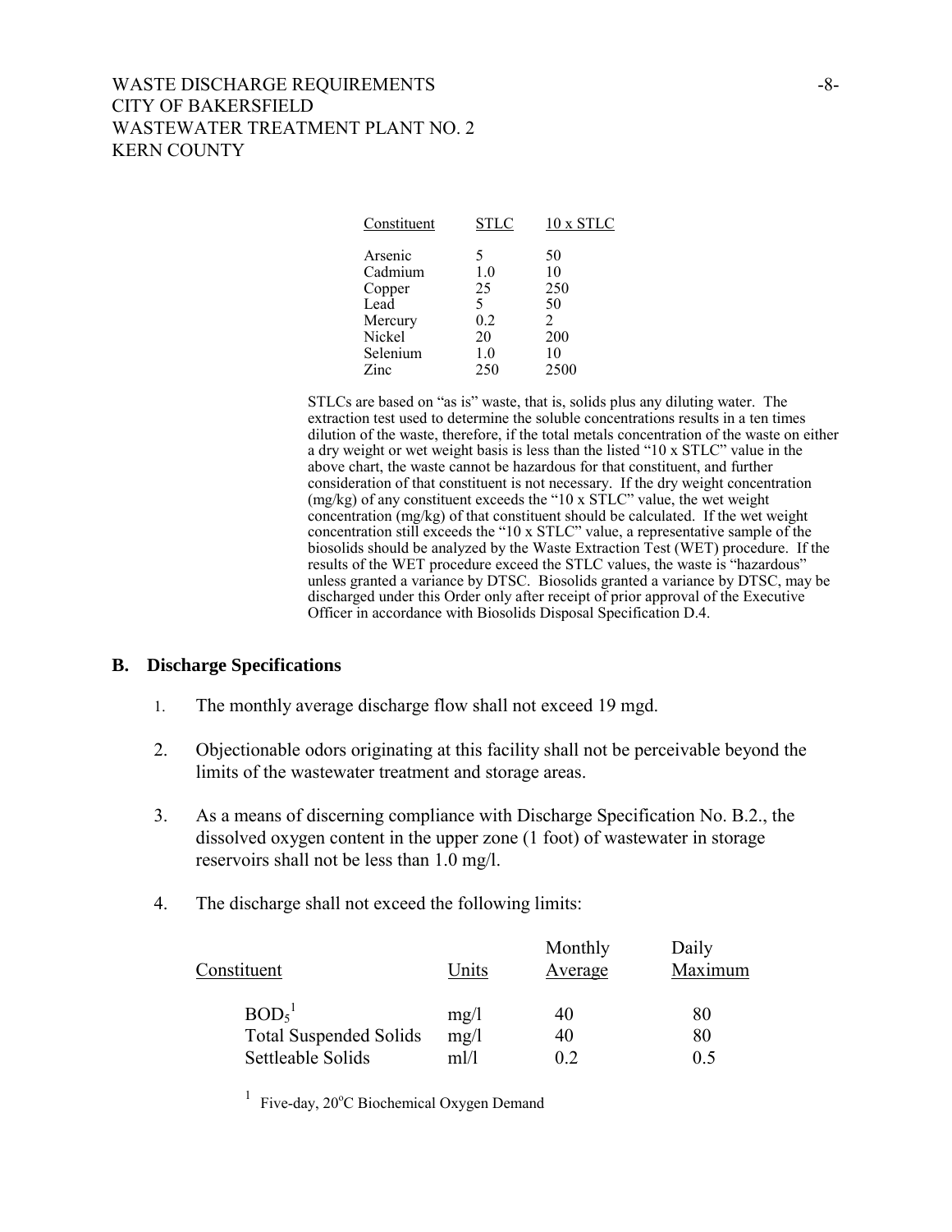| Constituent | STLC | 10 x STLC |
|---|---|---|
| Arsenic | 5 | 50 |
| Cadmium | 1.0 | 10 |
| Copper | 25 | 250 |
| Lead | 5 | 50 |
| Mercury | 0.2 | 2 |
| Nickel | 20 | 200 |
| Selenium | 1.0 | 10 |
| Zinc | 250 | 2500 |

STLCs are based on "as is" waste, that is, solids plus any diluting water. The extraction test used to determine the soluble concentrations results in a ten times dilution of the waste, therefore, if the total metals concentration of the waste on either a dry weight or wet weight basis is less than the listed "10 x STLC" value in the above chart, the waste cannot be hazardous for that constituent, and further consideration of that constituent is not necessary. If the dry weight concentration (mg/kg) of any constituent exceeds the "10 x STLC" value, the wet weight concentration (mg/kg) of that constituent should be calculated. If the wet weight concentration still exceeds the "10 x STLC" value, a representative sample of the biosolids should be analyzed by the Waste Extraction Test (WET) procedure. If the results of the WET procedure exceed the STLC values, the waste is "hazardous" unless granted a variance by DTSC. Biosolids granted a variance by DTSC, may be discharged under this Order only after receipt of prior approval of the Executive Officer in accordance with Biosolids Disposal Specification D.4.

## B. Discharge Specifications

1. The monthly average discharge flow shall not exceed 19 mgd.

2. Objectionable odors originating at this facility shall not be perceivable beyond the limits of the wastewater treatment and storage areas.

3. As a means of discerning compliance with Discharge Specification No. B.2., the dissolved oxygen content in the upper zone (1 foot) of wastewater in storage reservoirs shall not be less than 1.0 mg/l.

4. The discharge shall not exceed the following limits:

| Constituent | Units | Monthly Average | Daily Maximum |
|---|---|---|---|
| $BOD_5$[1] | mg/l | 40 | 80 |
| Total Suspended Solids | mg/l | 40 | 80 |
| Settleable Solids | ml/l | 0.2 | 0.5 |

[1] Five-day, 20°C Biochemical Oxygen Demand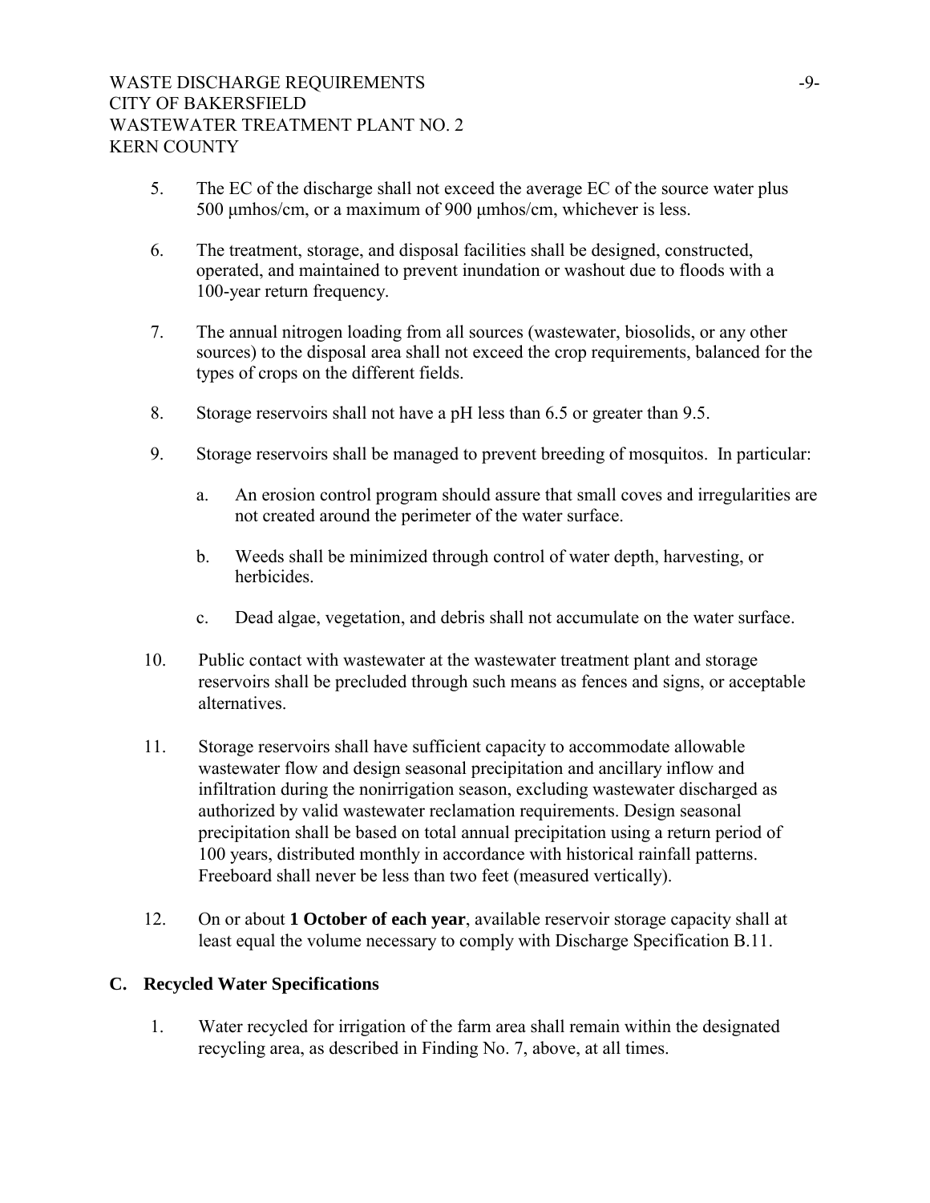5. The EC of the discharge shall not exceed the average EC of the source water plus 500 μmhos/cm, or a maximum of 900 μmhos/cm, whichever is less.

6. The treatment, storage, and disposal facilities shall be designed, constructed, operated, and maintained to prevent inundation or washout due to floods with a 100-year return frequency.

7. The annual nitrogen loading from all sources (wastewater, biosolids, or any other sources) to the disposal area shall not exceed the crop requirements, balanced for the types of crops on the different fields.

8. Storage reservoirs shall not have a pH less than 6.5 or greater than 9.5.

9. Storage reservoirs shall be managed to prevent breeding of mosquitos. In particular:

   a. An erosion control program should assure that small coves and irregularities are not created around the perimeter of the water surface.

   b. Weeds shall be minimized through control of water depth, harvesting, or herbicides.

   c. Dead algae, vegetation, and debris shall not accumulate on the water surface.

10. Public contact with wastewater at the wastewater treatment plant and storage reservoirs shall be precluded through such means as fences and signs, or acceptable alternatives.

11. Storage reservoirs shall have sufficient capacity to accommodate allowable wastewater flow and design seasonal precipitation and ancillary inflow and infiltration during the nonirrigation season, excluding wastewater discharged as authorized by valid wastewater reclamation requirements. Design seasonal precipitation shall be based on total annual precipitation using a return period of 100 years, distributed monthly in accordance with historical rainfall patterns. Freeboard shall never be less than two feet (measured vertically).

12. On or about **1 October of each year**, available reservoir storage capacity shall at least equal the volume necessary to comply with Discharge Specification B.11.

## C. Recycled Water Specifications

1. Water recycled for irrigation of the farm area shall remain within the designated recycling area, as described in Finding No. 7, above, at all times.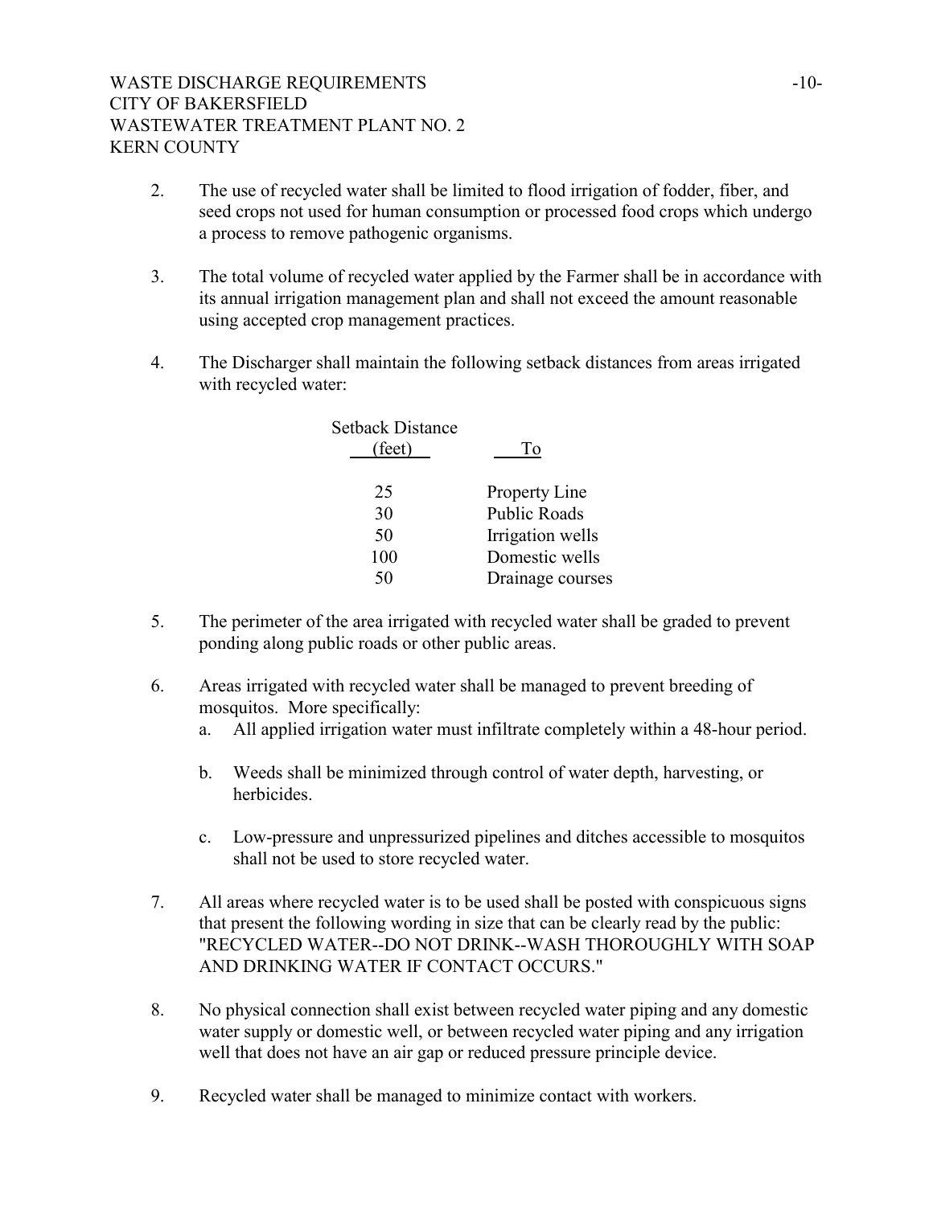2. The use of recycled water shall be limited to flood irrigation of fodder, fiber, and seed crops not used for human consumption or processed food crops which undergo a process to remove pathogenic organisms.

3. The total volume of recycled water applied by the Farmer shall be in accordance with its annual irrigation management plan and shall not exceed the amount reasonable using accepted crop management practices.

4. The Discharger shall maintain the following setback distances from areas irrigated with recycled water:

| Setback Distance (feet) | To |
|---|---|
| 25 | Property Line |
| 30 | Public Roads |
| 50 | Irrigation wells |
| 100 | Domestic wells |
| 50 | Drainage courses |

5. The perimeter of the area irrigated with recycled water shall be graded to prevent ponding along public roads or other public areas.

6. Areas irrigated with recycled water shall be managed to prevent breeding of mosquitos. More specifically:
   a. All applied irrigation water must infiltrate completely within a 48-hour period.

   b. Weeds shall be minimized through control of water depth, harvesting, or herbicides.

   c. Low-pressure and unpressurized pipelines and ditches accessible to mosquitos shall not be used to store recycled water.

7. All areas where recycled water is to be used shall be posted with conspicuous signs that present the following wording in size that can be clearly read by the public: "RECYCLED WATER--DO NOT DRINK--WASH THOROUGHLY WITH SOAP AND DRINKING WATER IF CONTACT OCCURS."

8. No physical connection shall exist between recycled water piping and any domestic water supply or domestic well, or between recycled water piping and any irrigation well that does not have an air gap or reduced pressure principle device.

9. Recycled water shall be managed to minimize contact with workers.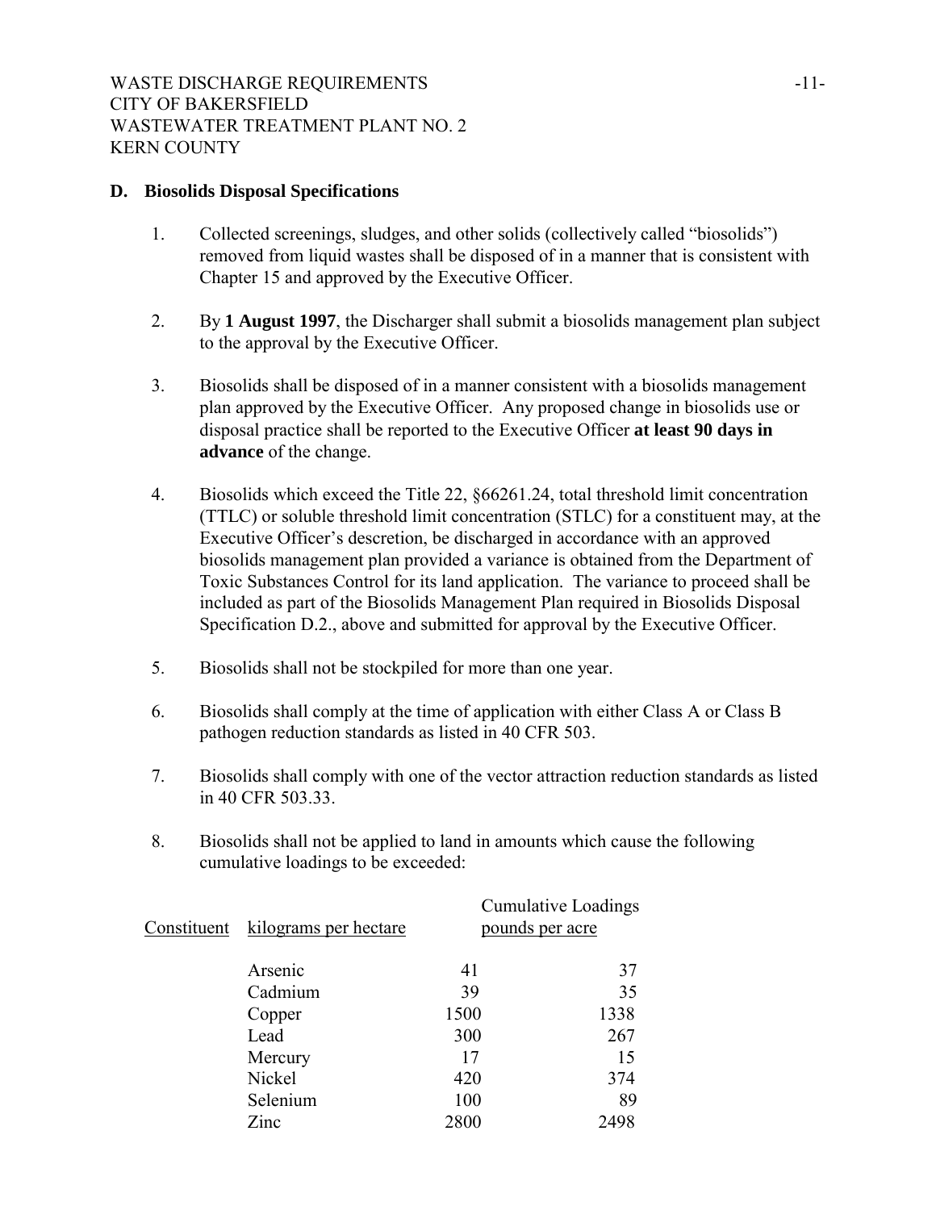**D. Biosolids Disposal Specifications**

1. Collected screenings, sludges, and other solids (collectively called "biosolids") removed from liquid wastes shall be disposed of in a manner that is consistent with Chapter 15 and approved by the Executive Officer.

2. By **1 August 1997**, the Discharger shall submit a biosolids management plan subject to the approval by the Executive Officer.

3. Biosolids shall be disposed of in a manner consistent with a biosolids management plan approved by the Executive Officer. Any proposed change in biosolids use or disposal practice shall be reported to the Executive Officer **at least 90 days in advance** of the change.

4. Biosolids which exceed the Title 22, §66261.24, total threshold limit concentration (TTLC) or soluble threshold limit concentration (STLC) for a constituent may, at the Executive Officer's descretion, be discharged in accordance with an approved biosolids management plan provided a variance is obtained from the Department of Toxic Substances Control for its land application. The variance to proceed shall be included as part of the Biosolids Management Plan required in Biosolids Disposal Specification D.2., above and submitted for approval by the Executive Officer.

5. Biosolids shall not be stockpiled for more than one year.

6. Biosolids shall comply at the time of application with either Class A or Class B pathogen reduction standards as listed in 40 CFR 503.

7. Biosolids shall comply with one of the vector attraction reduction standards as listed in 40 CFR 503.33.

8. Biosolids shall not be applied to land in amounts which cause the following cumulative loadings to be exceeded:

| Constituent | kilograms per hectare | Cumulative Loadings pounds per acre |
|---|---|---|
| Arsenic | 41 | 37 |
| Cadmium | 39 | 35 |
| Copper | 1500 | 1338 |
| Lead | 300 | 267 |
| Mercury | 17 | 15 |
| Nickel | 420 | 374 |
| Selenium | 100 | 89 |
| Zinc | 2800 | 2498 |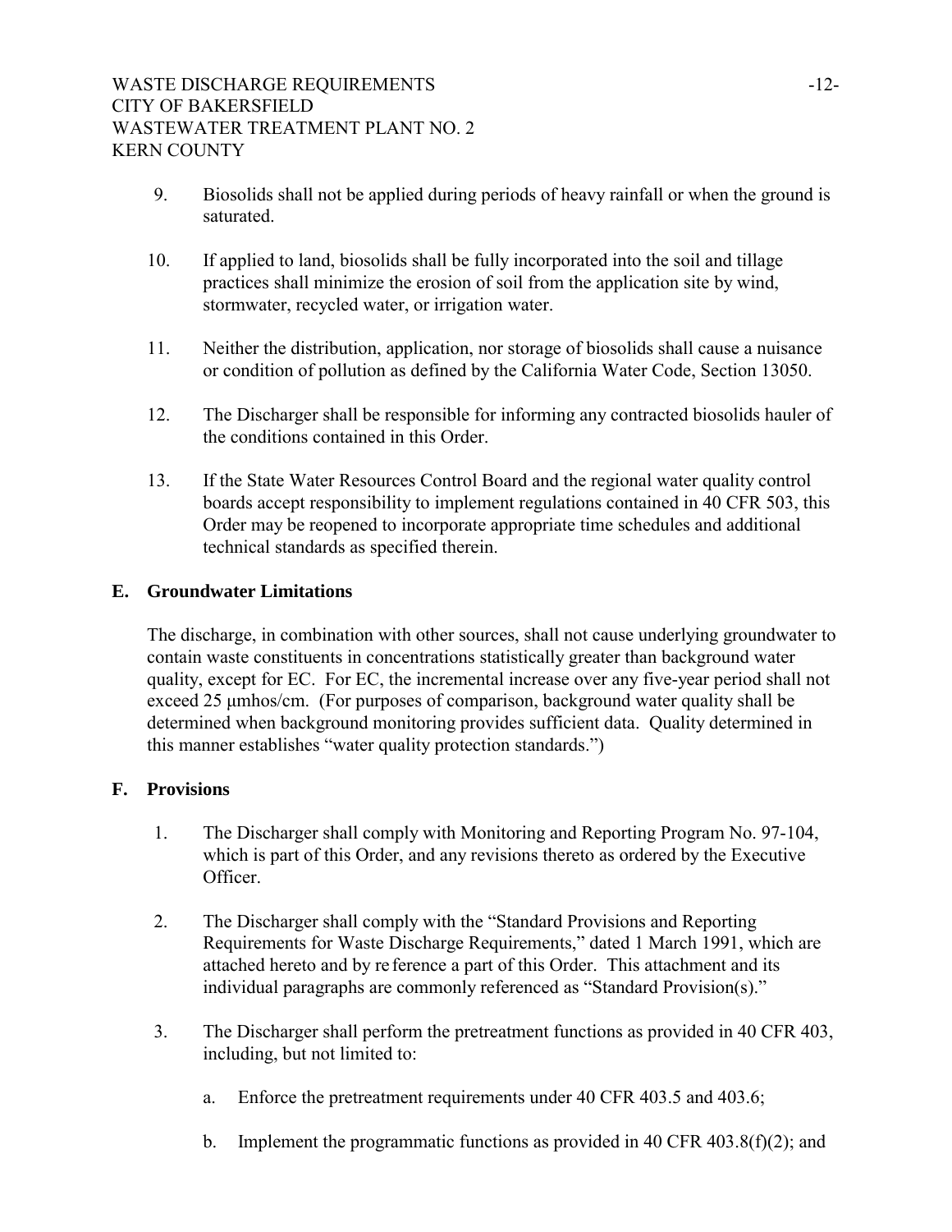9. Biosolids shall not be applied during periods of heavy rainfall or when the ground is saturated.

10. If applied to land, biosolids shall be fully incorporated into the soil and tillage practices shall minimize the erosion of soil from the application site by wind, stormwater, recycled water, or irrigation water.

11. Neither the distribution, application, nor storage of biosolids shall cause a nuisance or condition of pollution as defined by the California Water Code, Section 13050.

12. The Discharger shall be responsible for informing any contracted biosolids hauler of the conditions contained in this Order.

13. If the State Water Resources Control Board and the regional water quality control boards accept responsibility to implement regulations contained in 40 CFR 503, this Order may be reopened to incorporate appropriate time schedules and additional technical standards as specified therein.

## E. Groundwater Limitations

The discharge, in combination with other sources, shall not cause underlying groundwater to contain waste constituents in concentrations statistically greater than background water quality, except for EC. For EC, the incremental increase over any five-year period shall not exceed 25 µmhos/cm. (For purposes of comparison, background water quality shall be determined when background monitoring provides sufficient data. Quality determined in this manner establishes "water quality protection standards.")

## F. Provisions

1. The Discharger shall comply with Monitoring and Reporting Program No. 97-104, which is part of this Order, and any revisions thereto as ordered by the Executive Officer.

2. The Discharger shall comply with the "Standard Provisions and Reporting Requirements for Waste Discharge Requirements," dated 1 March 1991, which are attached hereto and by reference a part of this Order. This attachment and its individual paragraphs are commonly referenced as "Standard Provision(s)."

3. The Discharger shall perform the pretreatment functions as provided in 40 CFR 403, including, but not limited to:

   a. Enforce the pretreatment requirements under 40 CFR 403.5 and 403.6;

   b. Implement the programmatic functions as provided in 40 CFR 403.8(f)(2); and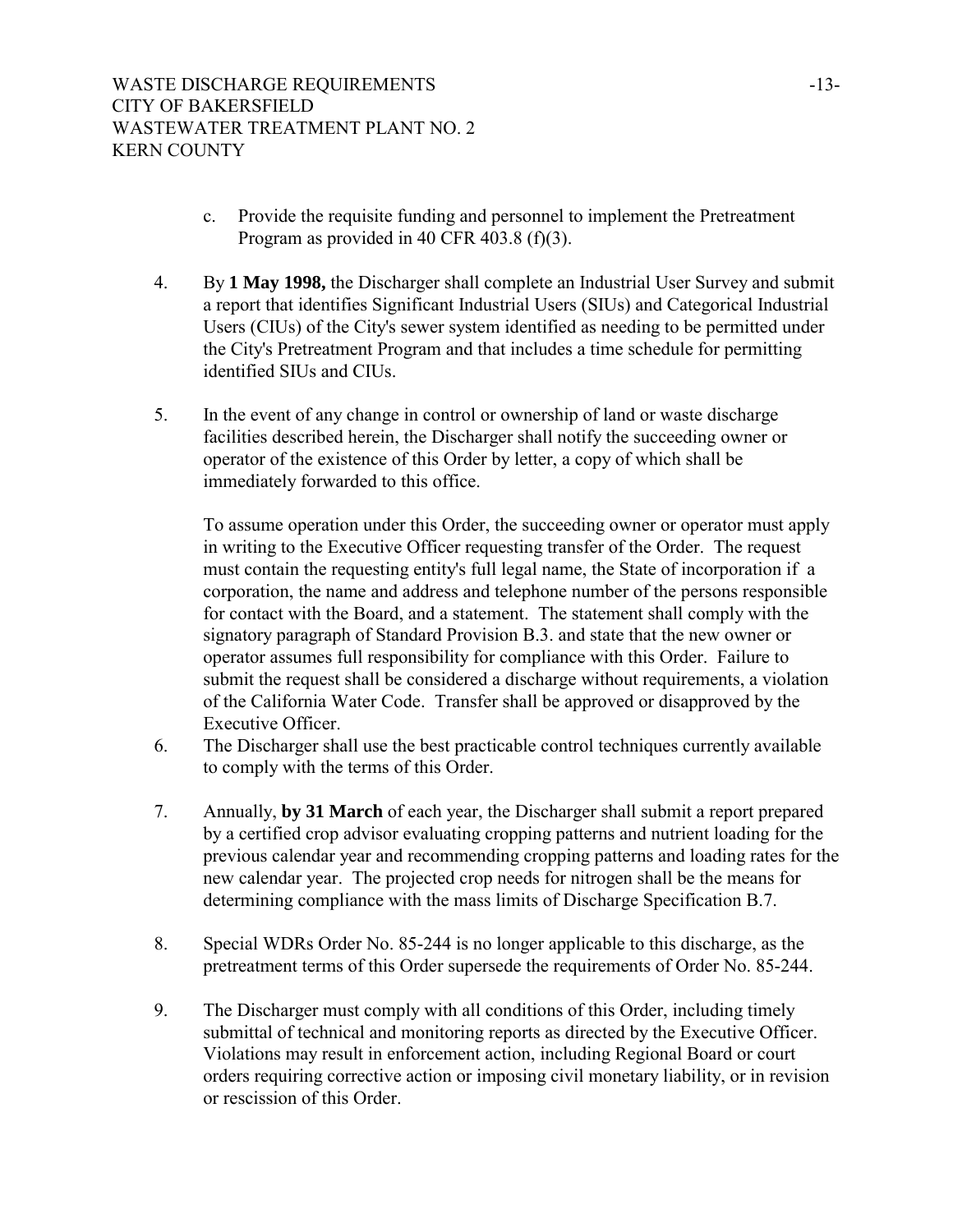c. Provide the requisite funding and personnel to implement the Pretreatment Program as provided in 40 CFR 403.8 (f)(3).

4. By **1 May 1998,** the Discharger shall complete an Industrial User Survey and submit a report that identifies Significant Industrial Users (SIUs) and Categorical Industrial Users (CIUs) of the City's sewer system identified as needing to be permitted under the City's Pretreatment Program and that includes a time schedule for permitting identified SIUs and CIUs.

5. In the event of any change in control or ownership of land or waste discharge facilities described herein, the Discharger shall notify the succeeding owner or operator of the existence of this Order by letter, a copy of which shall be immediately forwarded to this office.

   To assume operation under this Order, the succeeding owner or operator must apply in writing to the Executive Officer requesting transfer of the Order. The request must contain the requesting entity's full legal name, the State of incorporation if a corporation, the name and address and telephone number of the persons responsible for contact with the Board, and a statement. The statement shall comply with the signatory paragraph of Standard Provision B.3. and state that the new owner or operator assumes full responsibility for compliance with this Order. Failure to submit the request shall be considered a discharge without requirements, a violation of the California Water Code. Transfer shall be approved or disapproved by the Executive Officer.

6. The Discharger shall use the best practicable control techniques currently available to comply with the terms of this Order.

7. Annually, **by 31 March** of each year, the Discharger shall submit a report prepared by a certified crop advisor evaluating cropping patterns and nutrient loading for the previous calendar year and recommending cropping patterns and loading rates for the new calendar year. The projected crop needs for nitrogen shall be the means for determining compliance with the mass limits of Discharge Specification B.7.

8. Special WDRs Order No. 85-244 is no longer applicable to this discharge, as the pretreatment terms of this Order supersede the requirements of Order No. 85-244.

9. The Discharger must comply with all conditions of this Order, including timely submittal of technical and monitoring reports as directed by the Executive Officer. Violations may result in enforcement action, including Regional Board or court orders requiring corrective action or imposing civil monetary liability, or in revision or rescission of this Order.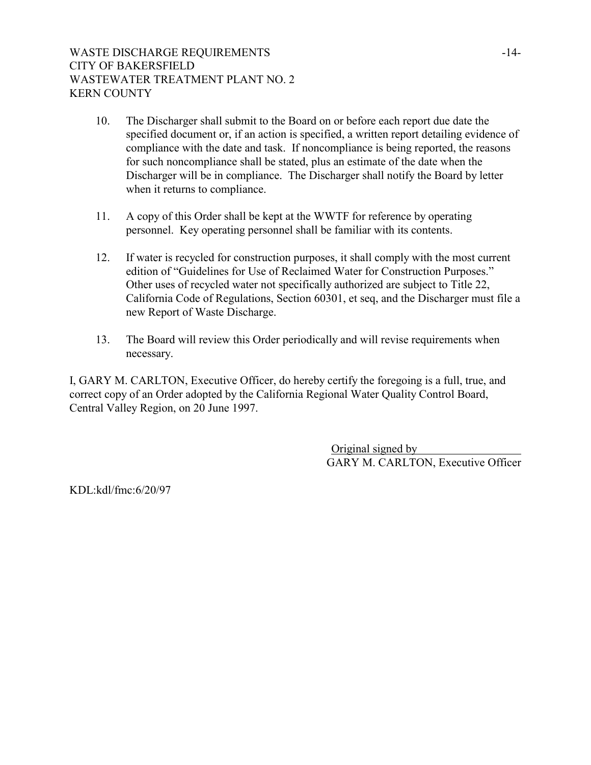10. The Discharger shall submit to the Board on or before each report due date the specified document or, if an action is specified, a written report detailing evidence of compliance with the date and task. If noncompliance is being reported, the reasons for such noncompliance shall be stated, plus an estimate of the date when the Discharger will be in compliance. The Discharger shall notify the Board by letter when it returns to compliance.

11. A copy of this Order shall be kept at the WWTF for reference by operating personnel. Key operating personnel shall be familiar with its contents.

12. If water is recycled for construction purposes, it shall comply with the most current edition of "Guidelines for Use of Reclaimed Water for Construction Purposes." Other uses of recycled water not specifically authorized are subject to Title 22, California Code of Regulations, Section 60301, et seq, and the Discharger must file a new Report of Waste Discharge.

13. The Board will review this Order periodically and will revise requirements when necessary.

I, GARY M. CARLTON, Executive Officer, do hereby certify the foregoing is a full, true, and correct copy of an Order adopted by the California Regional Water Quality Control Board, Central Valley Region, on 20 June 1997.

Original signed by
GARY M. CARLTON, Executive Officer

KDL:kdl/fmc:6/20/97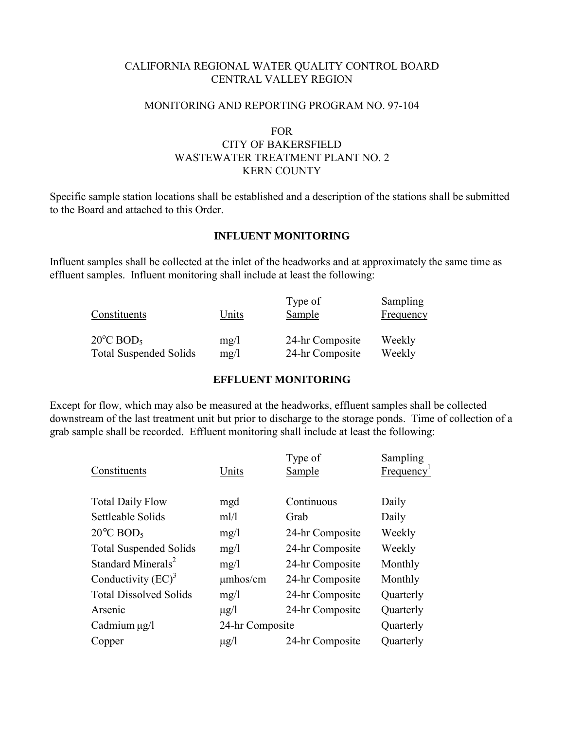CALIFORNIA REGIONAL WATER QUALITY CONTROL BOARD
CENTRAL VALLEY REGION

MONITORING AND REPORTING PROGRAM NO. 97-104

FOR
CITY OF BAKERSFIELD
WASTEWATER TREATMENT PLANT NO. 2
KERN COUNTY

Specific sample station locations shall be established and a description of the stations shall be submitted to the Board and attached to this Order.

## INFLUENT MONITORING

Influent samples shall be collected at the inlet of the headworks and at approximately the same time as effluent samples. Influent monitoring shall include at least the following:

| Constituents | Units | Type of Sample | Sampling Frequency |
|---|---|---|---|
| 20°C $BOD_5$ | mg/l | 24-hr Composite | Weekly |
| Total Suspended Solids | mg/l | 24-hr Composite | Weekly |

## EFFLUENT MONITORING

Except for flow, which may also be measured at the headworks, effluent samples shall be collected downstream of the last treatment unit but prior to discharge to the storage ponds. Time of collection of a grab sample shall be recorded. Effluent monitoring shall include at least the following:

| Constituents | Units | Type of Sample | Sampling Frequency[1] |
|---|---|---|---|
| Total Daily Flow | mgd | Continuous | Daily |
| Settleable Solids | ml/l | Grab | Daily |
| 20°C $BOD_5$ | mg/l | 24-hr Composite | Weekly |
| Total Suspended Solids | mg/l | 24-hr Composite | Weekly |
| Standard Minerals[2] | mg/l | 24-hr Composite | Monthly |
| Conductivity (EC)[3] | μmhos/cm | 24-hr Composite | Monthly |
| Total Dissolved Solids | mg/l | 24-hr Composite | Quarterly |
| Arsenic | μg/l | 24-hr Composite | Quarterly |
| Cadmium μg/l | 24-hr Composite | | Quarterly |
| Copper | μg/l | 24-hr Composite | Quarterly |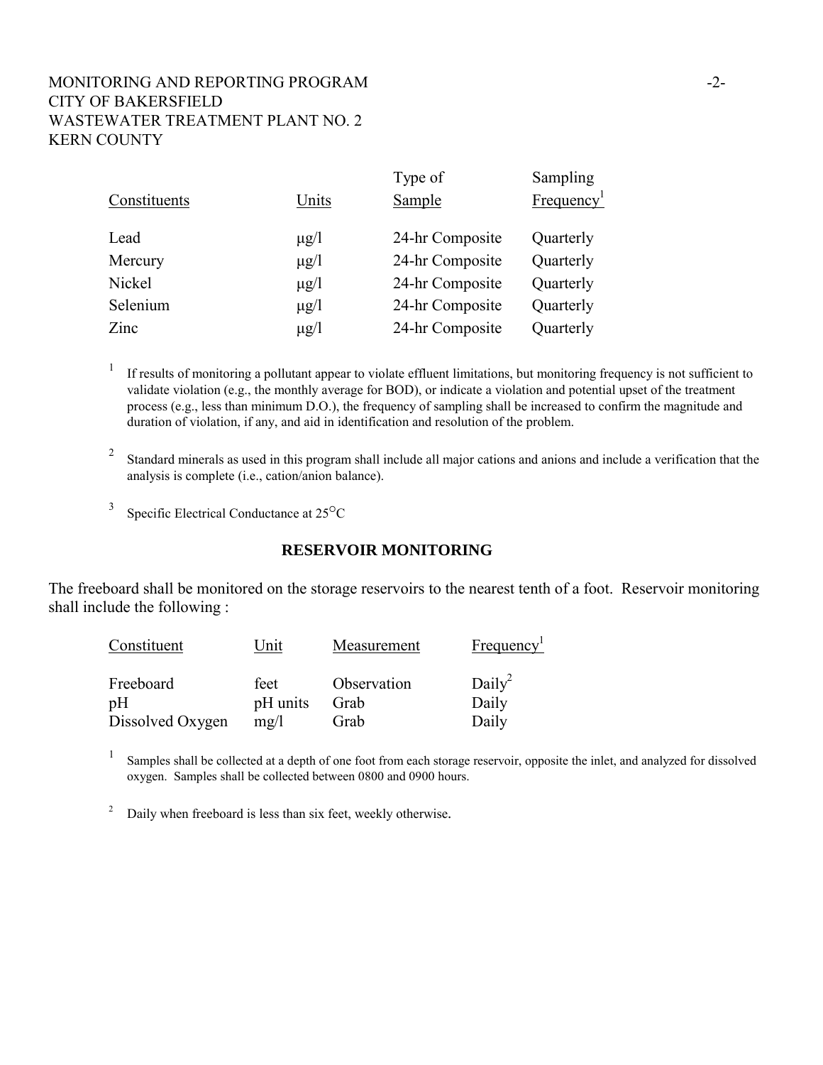| Constituents | Units | Type of Sample | Sampling Frequency[1] |
|---|---|---|---|
| Lead | μg/l | 24-hr Composite | Quarterly |
| Mercury | μg/l | 24-hr Composite | Quarterly |
| Nickel | μg/l | 24-hr Composite | Quarterly |
| Selenium | μg/l | 24-hr Composite | Quarterly |
| Zinc | μg/l | 24-hr Composite | Quarterly |

[1] If results of monitoring a pollutant appear to violate effluent limitations, but monitoring frequency is not sufficient to validate violation (e.g., the monthly average for BOD), or indicate a violation and potential upset of the treatment process (e.g., less than minimum D.O.), the frequency of sampling shall be increased to confirm the magnitude and duration of violation, if any, and aid in identification and resolution of the problem.

[2] Standard minerals as used in this program shall include all major cations and anions and include a verification that the analysis is complete (i.e., cation/anion balance).

[3] Specific Electrical Conductance at 25°C

## RESERVOIR MONITORING

The freeboard shall be monitored on the storage reservoirs to the nearest tenth of a foot. Reservoir monitoring shall include the following :

| Constituent | Unit | Measurement | Frequency[1] |
|---|---|---|---|
| Freeboard | feet | Observation | Daily[2] |
| pH | pH units | Grab | Daily |
| Dissolved Oxygen | mg/l | Grab | Daily |

[1] Samples shall be collected at a depth of one foot from each storage reservoir, opposite the inlet, and analyzed for dissolved oxygen. Samples shall be collected between 0800 and 0900 hours.

[2] Daily when freeboard is less than six feet, weekly otherwise.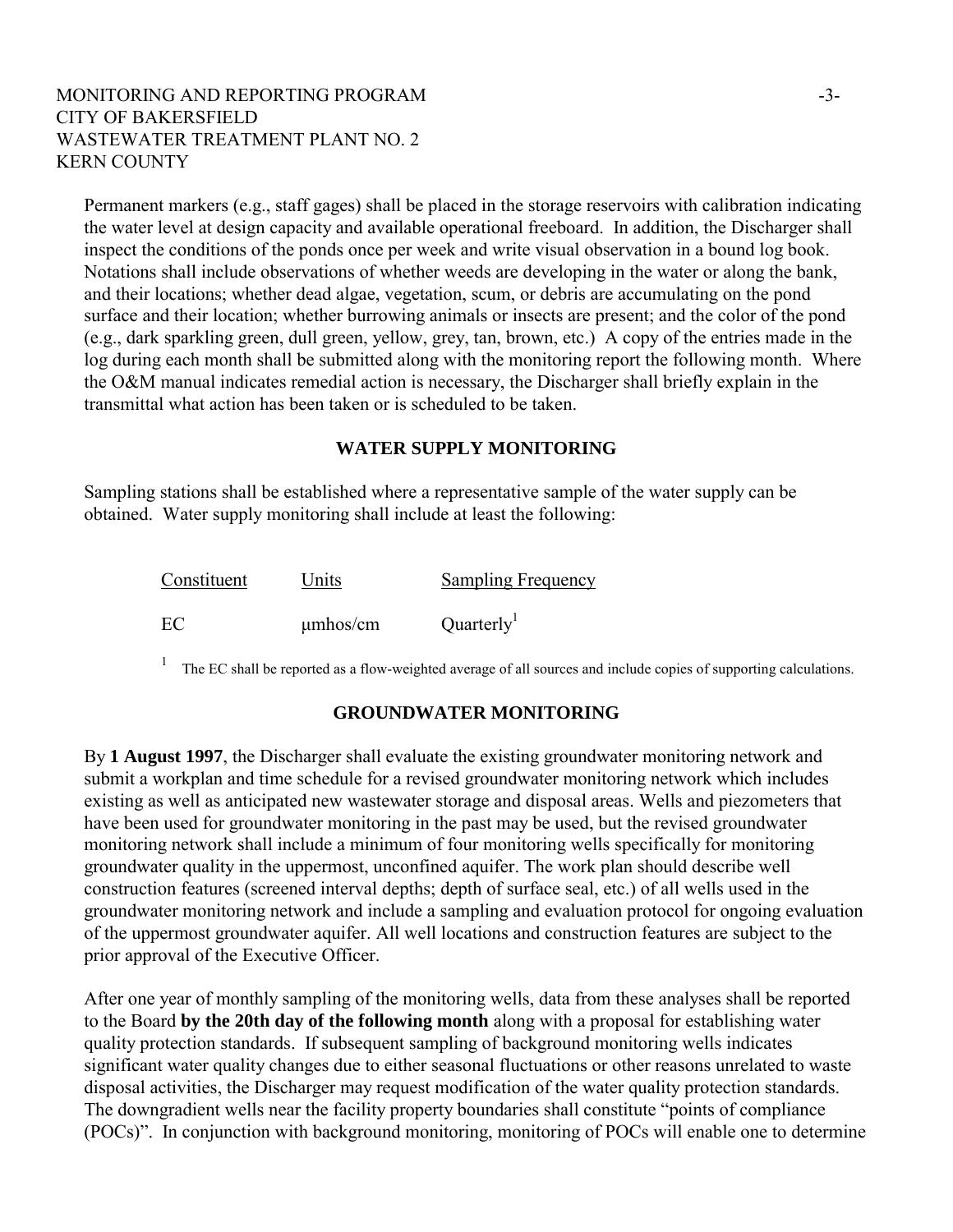Permanent markers (e.g., staff gages) shall be placed in the storage reservoirs with calibration indicating the water level at design capacity and available operational freeboard. In addition, the Discharger shall inspect the conditions of the ponds once per week and write visual observation in a bound log book. Notations shall include observations of whether weeds are developing in the water or along the bank, and their locations; whether dead algae, vegetation, scum, or debris are accumulating on the pond surface and their location; whether burrowing animals or insects are present; and the color of the pond (e.g., dark sparkling green, dull green, yellow, grey, tan, brown, etc.) A copy of the entries made in the log during each month shall be submitted along with the monitoring report the following month. Where the O&M manual indicates remedial action is necessary, the Discharger shall briefly explain in the transmittal what action has been taken or is scheduled to be taken.

## WATER SUPPLY MONITORING

Sampling stations shall be established where a representative sample of the water supply can be obtained. Water supply monitoring shall include at least the following:

| Constituent | Units | Sampling Frequency |
|---|---|---|
| EC | μmhos/cm | Quarterly[1] |

[1] The EC shall be reported as a flow-weighted average of all sources and include copies of supporting calculations.

## GROUNDWATER MONITORING

By **1 August 1997**, the Discharger shall evaluate the existing groundwater monitoring network and submit a workplan and time schedule for a revised groundwater monitoring network which includes existing as well as anticipated new wastewater storage and disposal areas. Wells and piezometers that have been used for groundwater monitoring in the past may be used, but the revised groundwater monitoring network shall include a minimum of four monitoring wells specifically for monitoring groundwater quality in the uppermost, unconfined aquifer. The work plan should describe well construction features (screened interval depths; depth of surface seal, etc.) of all wells used in the groundwater monitoring network and include a sampling and evaluation protocol for ongoing evaluation of the uppermost groundwater aquifer. All well locations and construction features are subject to the prior approval of the Executive Officer.

After one year of monthly sampling of the monitoring wells, data from these analyses shall be reported to the Board **by the 20th day of the following month** along with a proposal for establishing water quality protection standards. If subsequent sampling of background monitoring wells indicates significant water quality changes due to either seasonal fluctuations or other reasons unrelated to waste disposal activities, the Discharger may request modification of the water quality protection standards. The downgradient wells near the facility property boundaries shall constitute "points of compliance (POCs)". In conjunction with background monitoring, monitoring of POCs will enable one to determine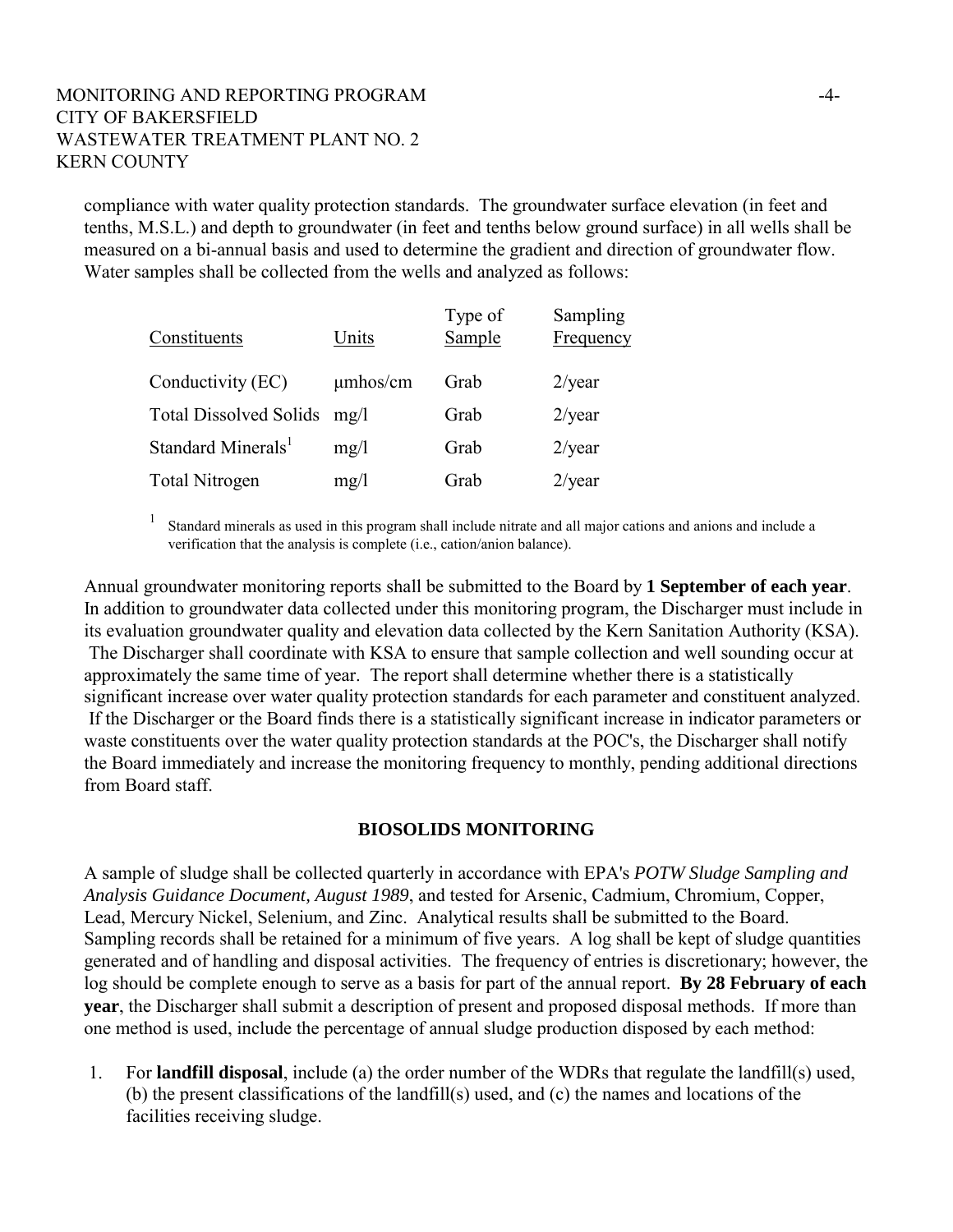compliance with water quality protection standards. The groundwater surface elevation (in feet and tenths, M.S.L.) and depth to groundwater (in feet and tenths below ground surface) in all wells shall be measured on a bi-annual basis and used to determine the gradient and direction of groundwater flow. Water samples shall be collected from the wells and analyzed as follows:

| Constituents | Units | Type of Sample | Sampling Frequency |
|---|---|---|---|
| Conductivity (EC) | μmhos/cm | Grab | 2/year |
| Total Dissolved Solids | mg/l | Grab | 2/year |
| Standard Minerals[1] | mg/l | Grab | 2/year |
| Total Nitrogen | mg/l | Grab | 2/year |

[1] Standard minerals as used in this program shall include nitrate and all major cations and anions and include a verification that the analysis is complete (i.e., cation/anion balance).

Annual groundwater monitoring reports shall be submitted to the Board by **1 September of each year**. In addition to groundwater data collected under this monitoring program, the Discharger must include in its evaluation groundwater quality and elevation data collected by the Kern Sanitation Authority (KSA). The Discharger shall coordinate with KSA to ensure that sample collection and well sounding occur at approximately the same time of year. The report shall determine whether there is a statistically significant increase over water quality protection standards for each parameter and constituent analyzed. If the Discharger or the Board finds there is a statistically significant increase in indicator parameters or waste constituents over the water quality protection standards at the POC's, the Discharger shall notify the Board immediately and increase the monitoring frequency to monthly, pending additional directions from Board staff.

## BIOSOLIDS MONITORING

A sample of sludge shall be collected quarterly in accordance with EPA's *POTW Sludge Sampling and Analysis Guidance Document, August 1989*, and tested for Arsenic, Cadmium, Chromium, Copper, Lead, Mercury Nickel, Selenium, and Zinc. Analytical results shall be submitted to the Board. Sampling records shall be retained for a minimum of five years. A log shall be kept of sludge quantities generated and of handling and disposal activities. The frequency of entries is discretionary; however, the log should be complete enough to serve as a basis for part of the annual report. **By 28 February of each year**, the Discharger shall submit a description of present and proposed disposal methods. If more than one method is used, include the percentage of annual sludge production disposed by each method:

1. For **landfill disposal**, include (a) the order number of the WDRs that regulate the landfill(s) used, (b) the present classifications of the landfill(s) used, and (c) the names and locations of the facilities receiving sludge.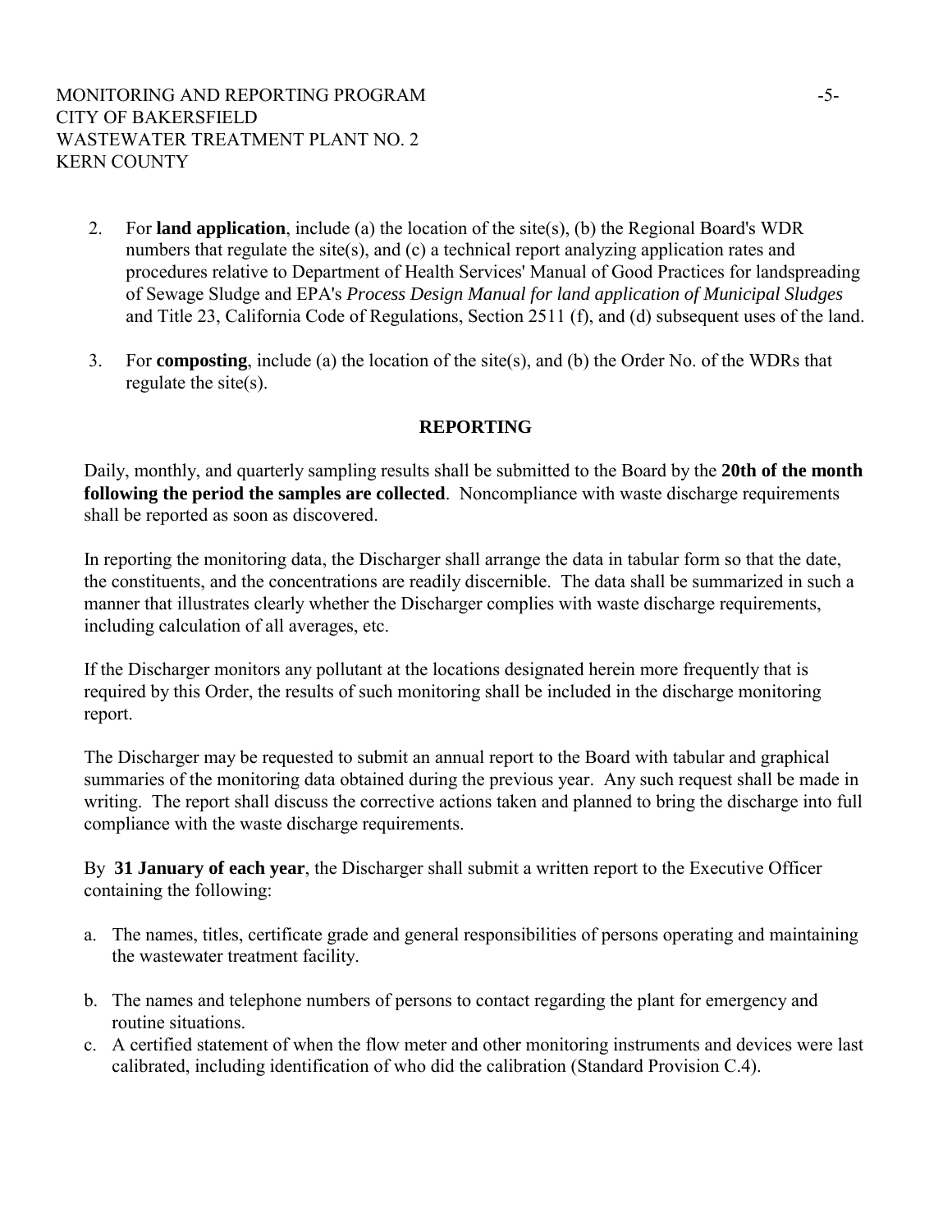2. For **land application**, include (a) the location of the site(s), (b) the Regional Board's WDR numbers that regulate the site(s), and (c) a technical report analyzing application rates and procedures relative to Department of Health Services' Manual of Good Practices for landspreading of Sewage Sludge and EPA's *Process Design Manual for land application of Municipal Sludges* and Title 23, California Code of Regulations, Section 2511 (f), and (d) subsequent uses of the land.

3. For **composting**, include (a) the location of the site(s), and (b) the Order No. of the WDRs that regulate the site(s).

## REPORTING

Daily, monthly, and quarterly sampling results shall be submitted to the Board by the **20th of the month following the period the samples are collected**. Noncompliance with waste discharge requirements shall be reported as soon as discovered.

In reporting the monitoring data, the Discharger shall arrange the data in tabular form so that the date, the constituents, and the concentrations are readily discernible. The data shall be summarized in such a manner that illustrates clearly whether the Discharger complies with waste discharge requirements, including calculation of all averages, etc.

If the Discharger monitors any pollutant at the locations designated herein more frequently that is required by this Order, the results of such monitoring shall be included in the discharge monitoring report.

The Discharger may be requested to submit an annual report to the Board with tabular and graphical summaries of the monitoring data obtained during the previous year. Any such request shall be made in writing. The report shall discuss the corrective actions taken and planned to bring the discharge into full compliance with the waste discharge requirements.

By **31 January of each year**, the Discharger shall submit a written report to the Executive Officer containing the following:

a. The names, titles, certificate grade and general responsibilities of persons operating and maintaining the wastewater treatment facility.

b. The names and telephone numbers of persons to contact regarding the plant for emergency and routine situations.

c. A certified statement of when the flow meter and other monitoring instruments and devices were last calibrated, including identification of who did the calibration (Standard Provision C.4).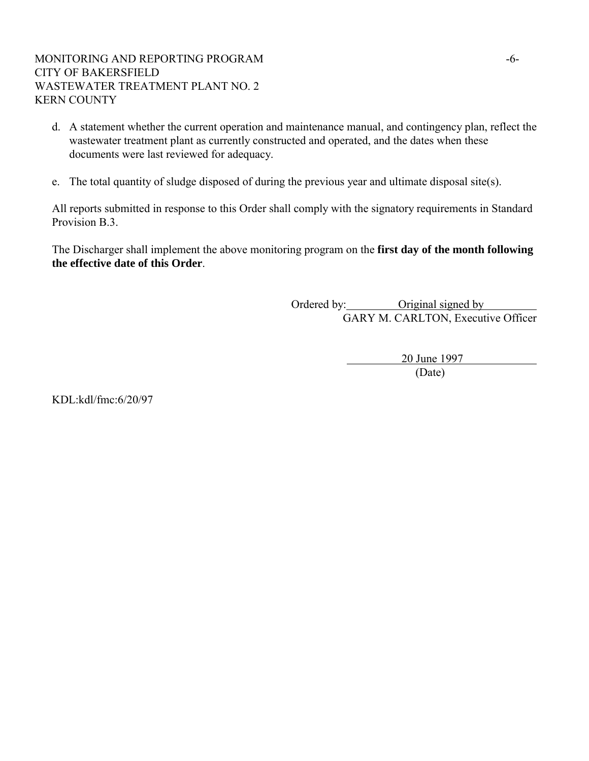d. A statement whether the current operation and maintenance manual, and contingency plan, reflect the wastewater treatment plant as currently constructed and operated, and the dates when these documents were last reviewed for adequacy.

e. The total quantity of sludge disposed of during the previous year and ultimate disposal site(s).

All reports submitted in response to this Order shall comply with the signatory requirements in Standard Provision B.3.

The Discharger shall implement the above monitoring program on the **first day of the month following the effective date of this Order**.

Ordered by: Original signed by
GARY M. CARLTON, Executive Officer

20 June 1997
(Date)

KDL:kdl/fmc:6/20/97